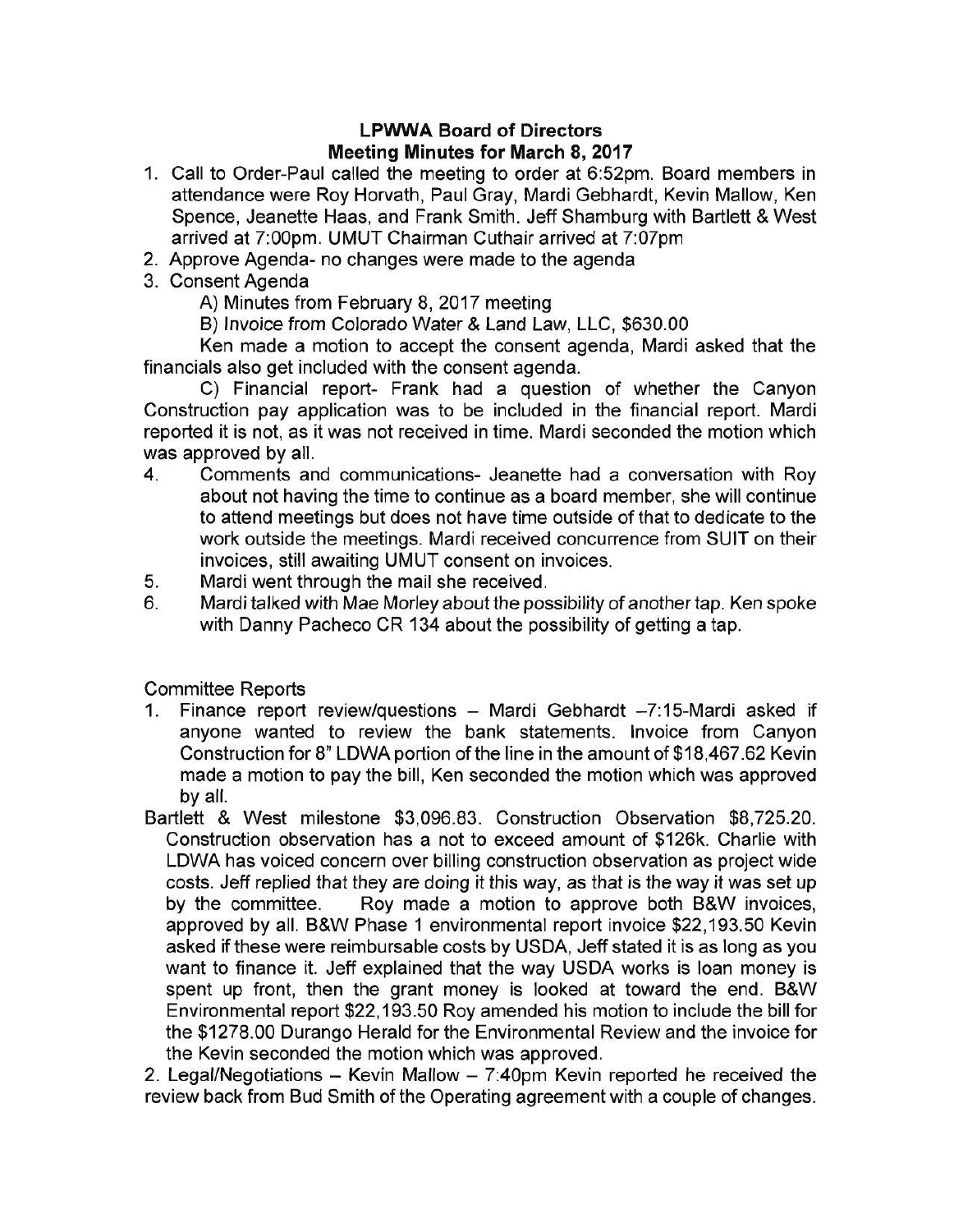# LPWWA Board of Directors
## Meeting Minutes for March 8, 2017

1. Call to Order-Paul called the meeting to order at 6:52pm. Board members in attendance were Roy Horvath, Paul Gray, Mardi Gebhardt, Kevin Mallow, Ken Spence, Jeanette Haas, and Frank Smith. Jeff Shamburg with Bartlett & West arrived at 7:00pm. UMUT Chairman Cuthair arrived at 7:07pm
2. Approve Agenda- no changes were made to the agenda
3. Consent Agenda
   A) Minutes from February 8, 2017 meeting
   B) Invoice from Colorado Water & Land Law, LLC, $630.00

   Ken made a motion to accept the consent agenda, Mardi asked that the financials also get included with the consent agenda.

   C) Financial report- Frank had a question of whether the Canyon Construction pay application was to be included in the financial report. Mardi reported it is not, as it was not received in time. Mardi seconded the motion which was approved by all.
4. Comments and communications- Jeanette had a conversation with Roy about not having the time to continue as a board member, she will continue to attend meetings but does not have time outside of that to dedicate to the work outside the meetings. Mardi received concurrence from SUIT on their invoices, still awaiting UMUT consent on invoices.
5. Mardi went through the mail she received.
6. Mardi talked with Mae Morley about the possibility of another tap. Ken spoke with Danny Pacheco CR 134 about the possibility of getting a tap.

Committee Reports

1. Finance report review/questions – Mardi Gebhardt –7:15-Mardi asked if anyone wanted to review the bank statements. Invoice from Canyon Construction for 8" LDWA portion of the line in the amount of $18,467.62 Kevin made a motion to pay the bill, Ken seconded the motion which was approved by all.

Bartlett & West milestone $3,096.83. Construction Observation $8,725.20. Construction observation has a not to exceed amount of $126k. Charlie with LDWA has voiced concern over billing construction observation as project wide costs. Jeff replied that they are doing it this way, as that is the way it was set up by the committee. Roy made a motion to approve both B&W invoices, approved by all. B&W Phase 1 environmental report invoice $22,193.50 Kevin asked if these were reimbursable costs by USDA, Jeff stated it is as long as you want to finance it. Jeff explained that the way USDA works is loan money is spent up front, then the grant money is looked at toward the end. B&W Environmental report $22,193.50 Roy amended his motion to include the bill for the $1278.00 Durango Herald for the Environmental Review and the invoice for the Kevin seconded the motion which was approved.

2. Legal/Negotiations – Kevin Mallow – 7:40pm Kevin reported he received the review back from Bud Smith of the Operating agreement with a couple of changes.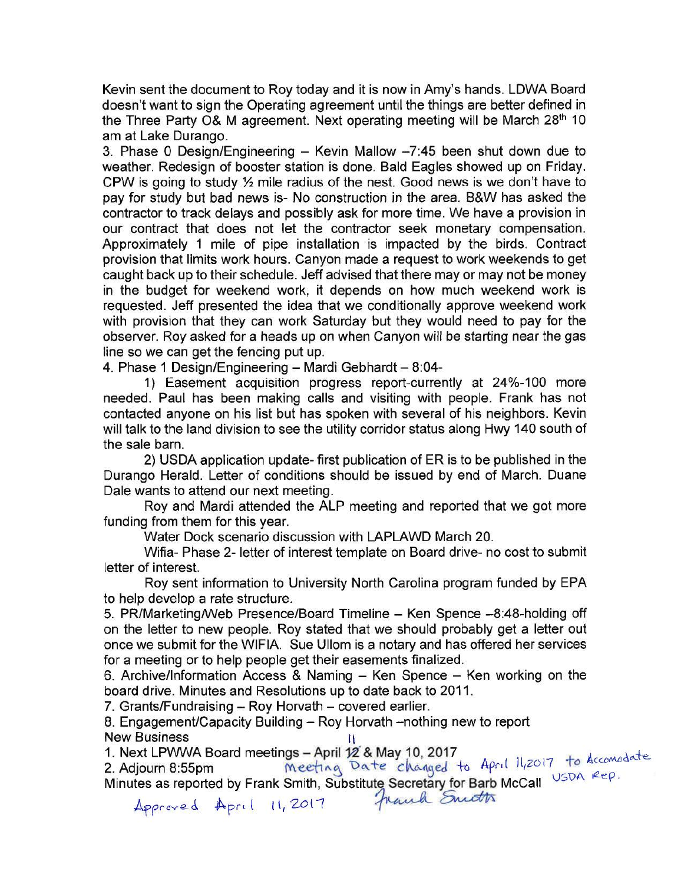Kevin sent the document to Roy today and it is now in Amy's hands. LDWA Board doesn't want to sign the Operating agreement until the things are better defined in the Three Party O& M agreement. Next operating meeting will be March 28th 10 am at Lake Durango.

3. Phase 0 Design/Engineering – Kevin Mallow –7:45 been shut down due to weather. Redesign of booster station is done. Bald Eagles showed up on Friday. CPW is going to study ½ mile radius of the nest. Good news is we don't have to pay for study but bad news is- No construction in the area. B&W has asked the contractor to track delays and possibly ask for more time. We have a provision in our contract that does not let the contractor seek monetary compensation. Approximately 1 mile of pipe installation is impacted by the birds. Contract provision that limits work hours. Canyon made a request to work weekends to get caught back up to their schedule. Jeff advised that there may or may not be money in the budget for weekend work, it depends on how much weekend work is requested. Jeff presented the idea that we conditionally approve weekend work with provision that they can work Saturday but they would need to pay for the observer. Roy asked for a heads up on when Canyon will be starting near the gas line so we can get the fencing put up.

4. Phase 1 Design/Engineering – Mardi Gebhardt – 8:04-

1) Easement acquisition progress report-currently at 24%-100 more needed. Paul has been making calls and visiting with people. Frank has not contacted anyone on his list but has spoken with several of his neighbors. Kevin will talk to the land division to see the utility corridor status along Hwy 140 south of the sale barn.

2) USDA application update- first publication of ER is to be published in the Durango Herald. Letter of conditions should be issued by end of March. Duane Dale wants to attend our next meeting.

Roy and Mardi attended the ALP meeting and reported that we got more funding from them for this year.

Water Dock scenario discussion with LAPLAWD March 20.

Wifia- Phase 2- letter of interest template on Board drive- no cost to submit letter of interest.

Roy sent information to University North Carolina program funded by EPA to help develop a rate structure.

5. PR/Marketing/Web Presence/Board Timeline – Ken Spence –8:48-holding off on the letter to new people. Roy stated that we should probably get a letter out once we submit for the WIFIA. Sue Ullom is a notary and has offered her services for a meeting or to help people get their easements finalized.

6. Archive/Information Access & Naming – Ken Spence – Ken working on the board drive. Minutes and Resolutions up to date back to 2011.

7. Grants/Fundraising – Roy Horvath – covered earlier.

8. Engagement/Capacity Building – Roy Horvath –nothing new to report

New Business

1. Next LPWWA Board meetings – April ~~12~~ 11 & May 10, 2017

2. Adjourn 8:55pm — Meeting Date changed to April 11, 2017 to Accomodate USDA Rep.

Minutes as reported by Frank Smith, Substitute Secretary for Barb McCall

Approved April 11, 2017 — Frank Smith